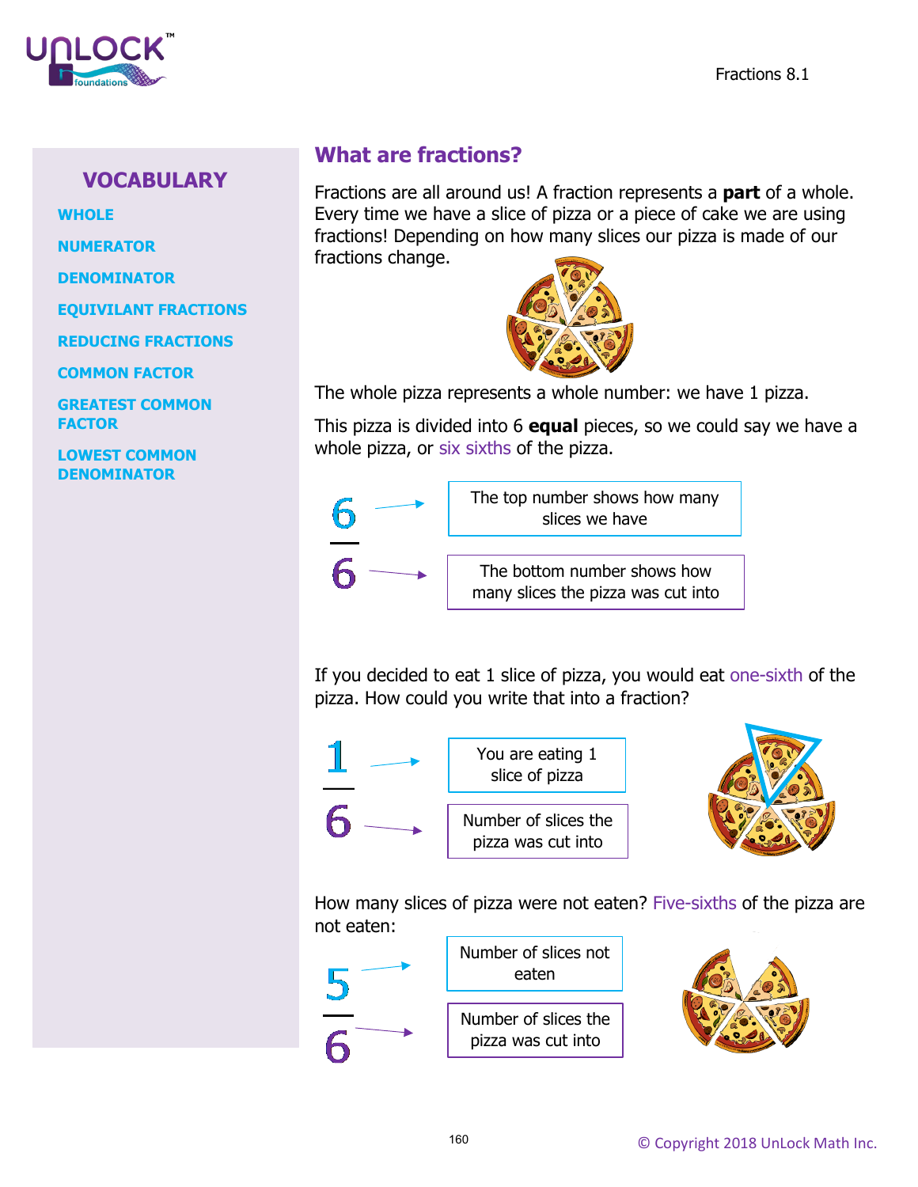## VOCABULARY

**WHOLE**

**NUMERATOR**

**DENOMINATOR**

**EQUIVILANT FRACTIONS**

**REDUCING FRACTIONS**

**COMMON FACTOR**

**GREATEST COMMON FACTOR**

**LOWEST COMMON DENOMINATOR**

# What are fractions?

Fractions are all around us! A fraction represents a **part** of a whole. Every time we have a slice of pizza or a piece of cake we are using fractions! Depending on how many slices our pizza is made of our fractions change.

The whole pizza represents a whole number: we have 1 pizza.

This pizza is divided into 6 **equal** pieces, so we could say we have a whole pizza, or six sixths of the pizza.

$$\frac{6}{6}$$

- 6 (top) → The top number shows how many slices we have
- 6 (bottom) → The bottom number shows how many slices the pizza was cut into

If you decided to eat 1 slice of pizza, you would eat one-sixth of the pizza. How could you write that into a fraction?

$$\frac{1}{6}$$

- 1 → You are eating 1 slice of pizza
- 6 → Number of slices the pizza was cut into

How many slices of pizza were not eaten? Five-sixths of the pizza are not eaten:

$$\frac{5}{6}$$

- 5 → Number of slices not eaten
- 6 → Number of slices the pizza was cut into

© Copyright 2018 UnLock Math Inc.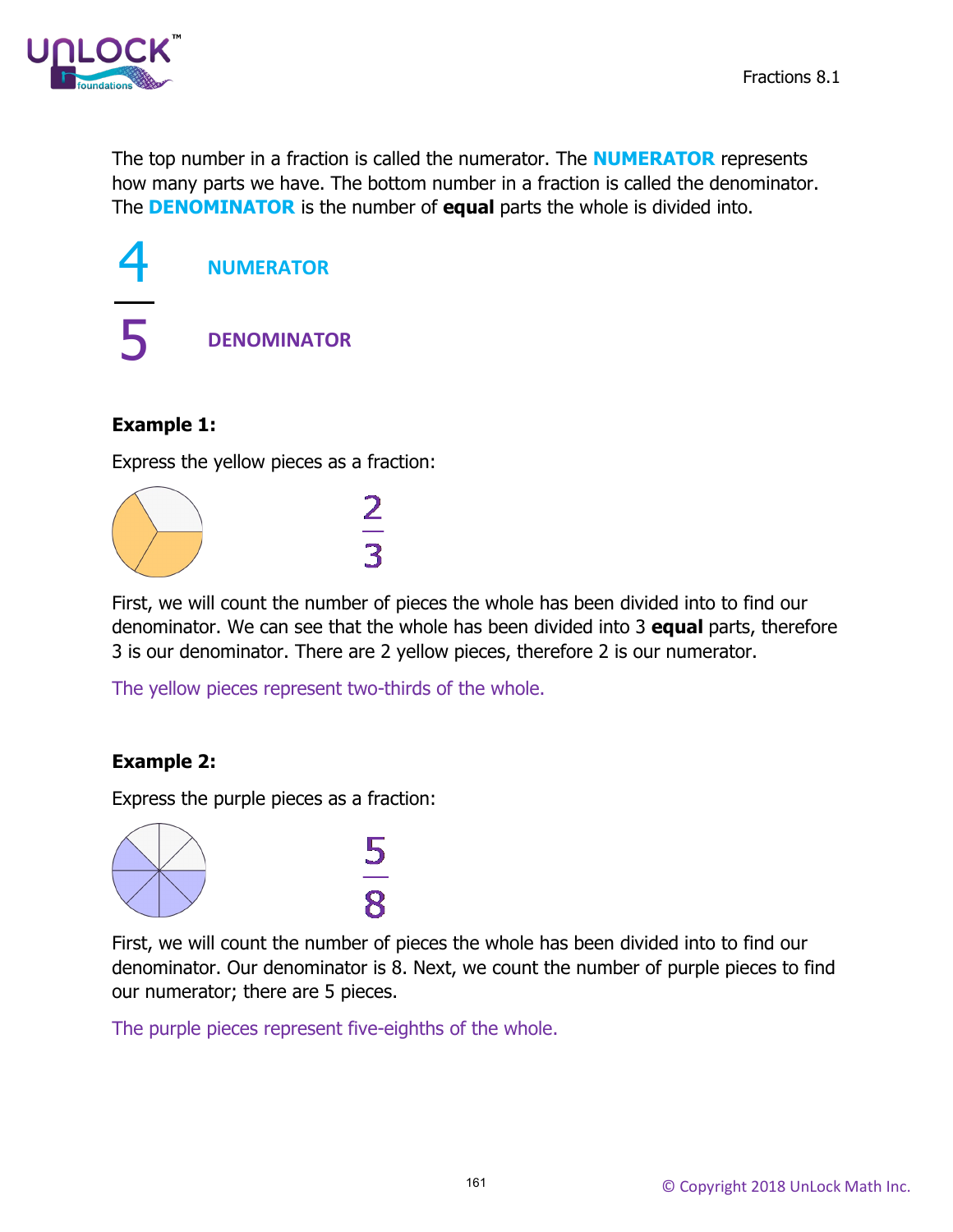The top number in a fraction is called the numerator. The **NUMERATOR** represents how many parts we have. The bottom number in a fraction is called the denominator. The **DENOMINATOR** is the number of **equal** parts the whole is divided into.

$$\frac{4}{5}$$

4 — **NUMERATOR**

5 — **DENOMINATOR**

**Example 1:**

Express the yellow pieces as a fraction:

$$\frac{2}{3}$$

First, we will count the number of pieces the whole has been divided into to find our denominator. We can see that the whole has been divided into 3 **equal** parts, therefore 3 is our denominator. There are 2 yellow pieces, therefore 2 is our numerator.

The yellow pieces represent two-thirds of the whole.

**Example 2:**

Express the purple pieces as a fraction:

$$\frac{5}{8}$$

First, we will count the number of pieces the whole has been divided into to find our denominator. Our denominator is 8. Next, we count the number of purple pieces to find our numerator; there are 5 pieces.

The purple pieces represent five-eighths of the whole.